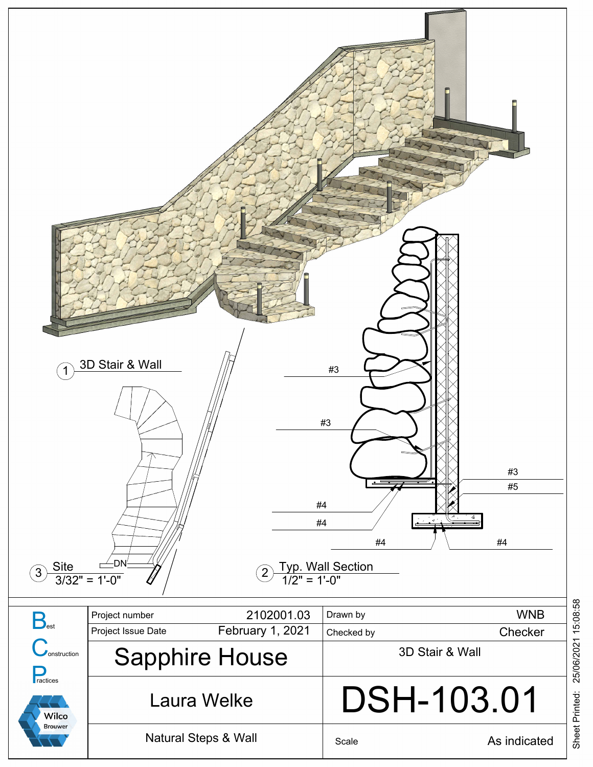1 3D Stair & Wall

3 Site
3/32" = 1'-0"

DN

2 Typ. Wall Section
1/2" = 1'-0"

#3

#3

#3

#5

#4

#4

#4

#4

| | | | |
|---|---|---|---|
| Project number | 2102001.03 | Drawn by | WNB |
| Project Issue Date | February 1, 2021 | Checked by | Checker |
| Sapphire House | | 3D Stair & Wall | |
| Laura Welke | | DSH-103.01 | |
| Natural Steps & Wall | | Scale | As indicated |

Best Construction Practices

Wilco Brouwer

Sheet Printed: 25/06/2021 15:08:58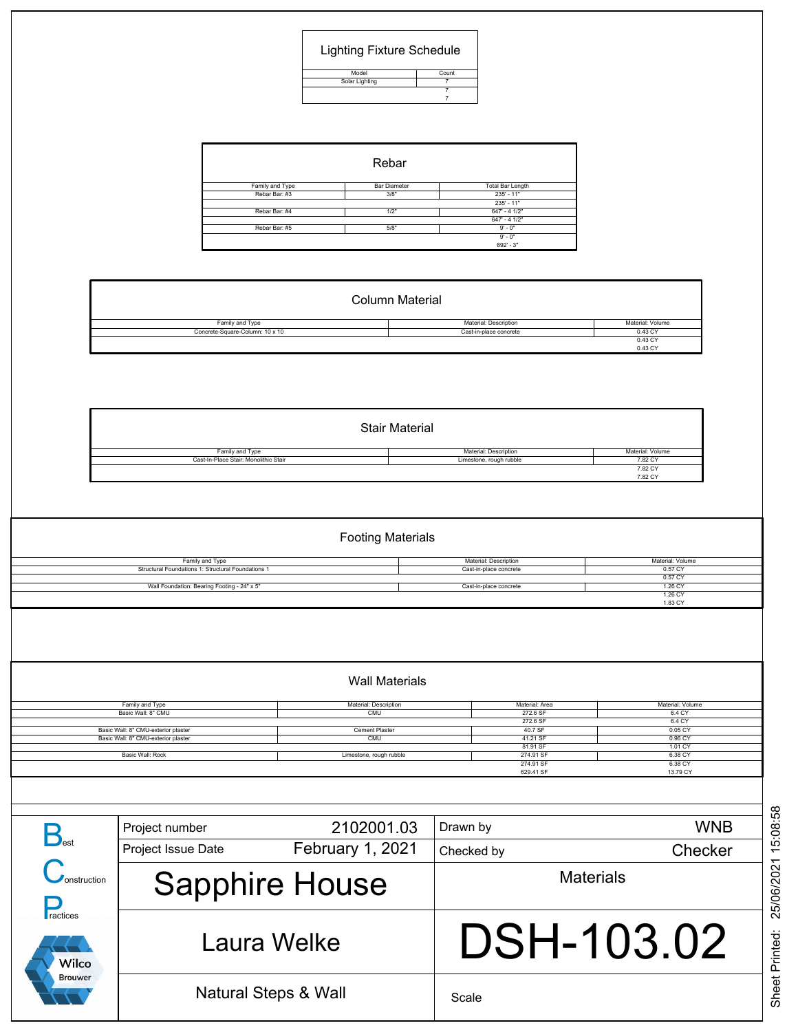## Lighting Fixture Schedule

| Model | Count |
|---|---|
| Solar Lighting | 7 |
| | 7 |
| | 7 |

## Rebar

| Family and Type | Bar Diameter | Total Bar Length |
|---|---|---|
| Rebar Bar: #3 | 3/8" | 235' - 11" |
| | | 235' - 11" |
| Rebar Bar: #4 | 1/2" | 647' - 4 1/2" |
| | | 647' - 4 1/2" |
| Rebar Bar: #5 | 5/8" | 9' - 0" |
| | | 9' - 0" |
| | | 892' - 3" |

## Column Material

| Family and Type | Material: Description | Material: Volume |
|---|---|---|
| Concrete-Square-Column: 10 x 10 | Cast-in-place concrete | 0.43 CY |
| | | 0.43 CY |
| | | 0.43 CY |

## Stair Material

| Family and Type | Material: Description | Material: Volume |
|---|---|---|
| Cast-In-Place Stair: Monolithic Stair | Limestone, rough rubble | 7.82 CY |
| | | 7.82 CY |
| | | 7.82 CY |

## Footing Materials

| Family and Type | Material: Description | Material: Volume |
|---|---|---|
| Structural Foundations 1: Structural Foundations 1 | Cast-in-place concrete | 0.57 CY |
| | | 0.57 CY |
| Wall Foundation: Bearing Footing - 24" x 5" | Cast-in-place concrete | 1.26 CY |
| | | 1.26 CY |
| | | 1.83 CY |

## Wall Materials

| Family and Type | Material: Description | Material: Area | Material: Volume |
|---|---|---|---|
| Basic Wall: 8" CMU | CMU | 272.6 SF | 6.4 CY |
| | | 272.6 SF | 6.4 CY |
| Basic Wall: 8" CMU-exterior plaster | Cement Plaster | 40.7 SF | 0.05 CY |
| Basic Wall: 8" CMU-exterior plaster | CMU | 41.21 SF | 0.96 CY |
| | | 81.91 SF | 1.01 CY |
| Basic Wall: Rock | Limestone, rough rubble | 274.91 SF | 6.38 CY |
| | | 274.91 SF | 6.38 CY |
| | | 629.41 SF | 13.79 CY |

**B**est **C**onstruction **P**ractices

Wilco Brouwer

| | | | |
|---|---|---|---|
| Project number | 2102001.03 | Drawn by | WNB |
| Project Issue Date | February 1, 2021 | Checked by | Checker |

# Sapphire House

Materials

Laura Welke

# DSH-103.02

Natural Steps & Wall

Scale

Sheet Printed: 25/06/2021 15:08:58